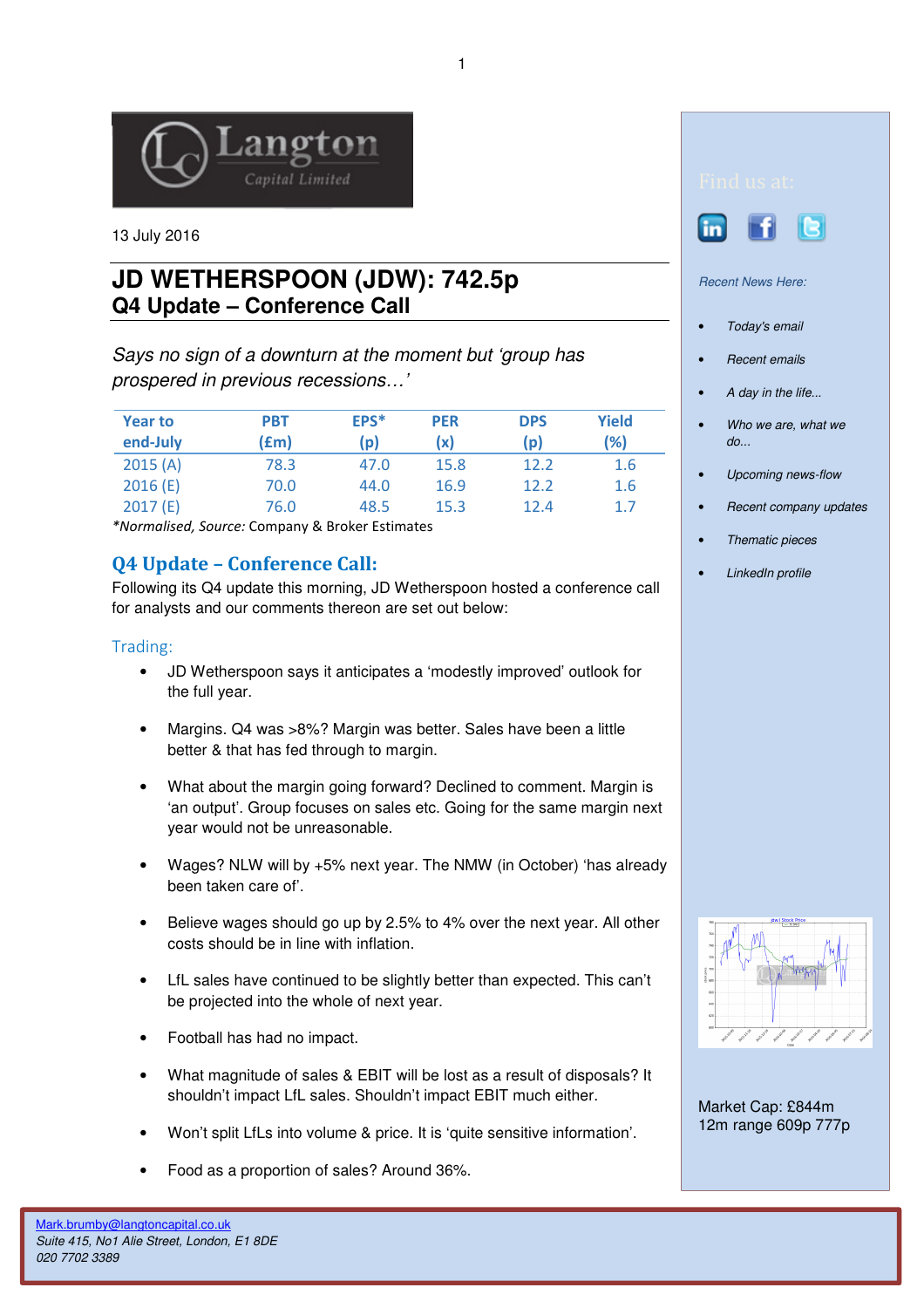13 July 2016

# JD WETHERSPOON (JDW): 742.5p

## Q4 Update – Conference Call

*Says no sign of a downturn at the moment but 'group has prospered in previous recessions…'*

| Year to end-July | PBT (£m) | EPS* (p) | PER (x) | DPS (p) | Yield (%) |
|---|---|---|---|---|---|
| 2015 (A) | 78.3 | 47.0 | 15.8 | 12.2 | 1.6 |
| 2016 (E) | 70.0 | 44.0 | 16.9 | 12.2 | 1.6 |
| 2017 (E) | 76.0 | 48.5 | 15.3 | 12.4 | 1.7 |

*\*Normalised, Source:* Company & Broker Estimates

## Q4 Update – Conference Call:

Following its Q4 update this morning, JD Wetherspoon hosted a conference call for analysts and our comments thereon are set out below:

### Trading:

- JD Wetherspoon says it anticipates a 'modestly improved' outlook for the full year.
- Margins. Q4 was >8%? Margin was better. Sales have been a little better & that has fed through to margin.
- What about the margin going forward? Declined to comment. Margin is 'an output'. Group focuses on sales etc. Going for the same margin next year would not be unreasonable.
- Wages? NLW will by +5% next year. The NMW (in October) 'has already been taken care of'.
- Believe wages should go up by 2.5% to 4% over the next year. All other costs should be in line with inflation.
- LfL sales have continued to be slightly better than expected. This can't be projected into the whole of next year.
- Football has had no impact.
- What magnitude of sales & EBIT will be lost as a result of disposals? It shouldn't impact LfL sales. Shouldn't impact EBIT much either.
- Won't split LfLs into volume & price. It is 'quite sensitive information'.
- Food as a proportion of sales? Around 36%.

Find us at:

*Recent News Here:*

- *Today's email*
- *Recent emails*
- *A day in the life...*
- *Who we are, what we do...*
- *Upcoming news-flow*
- *Recent company updates*
- *Thematic pieces*
- *LinkedIn profile*

Market Cap: £844m
12m range 609p 777p

Mark.brumby@langtoncapital.co.uk
*Suite 415, No1 Alie Street, London, E1 8DE*
*020 7702 3389*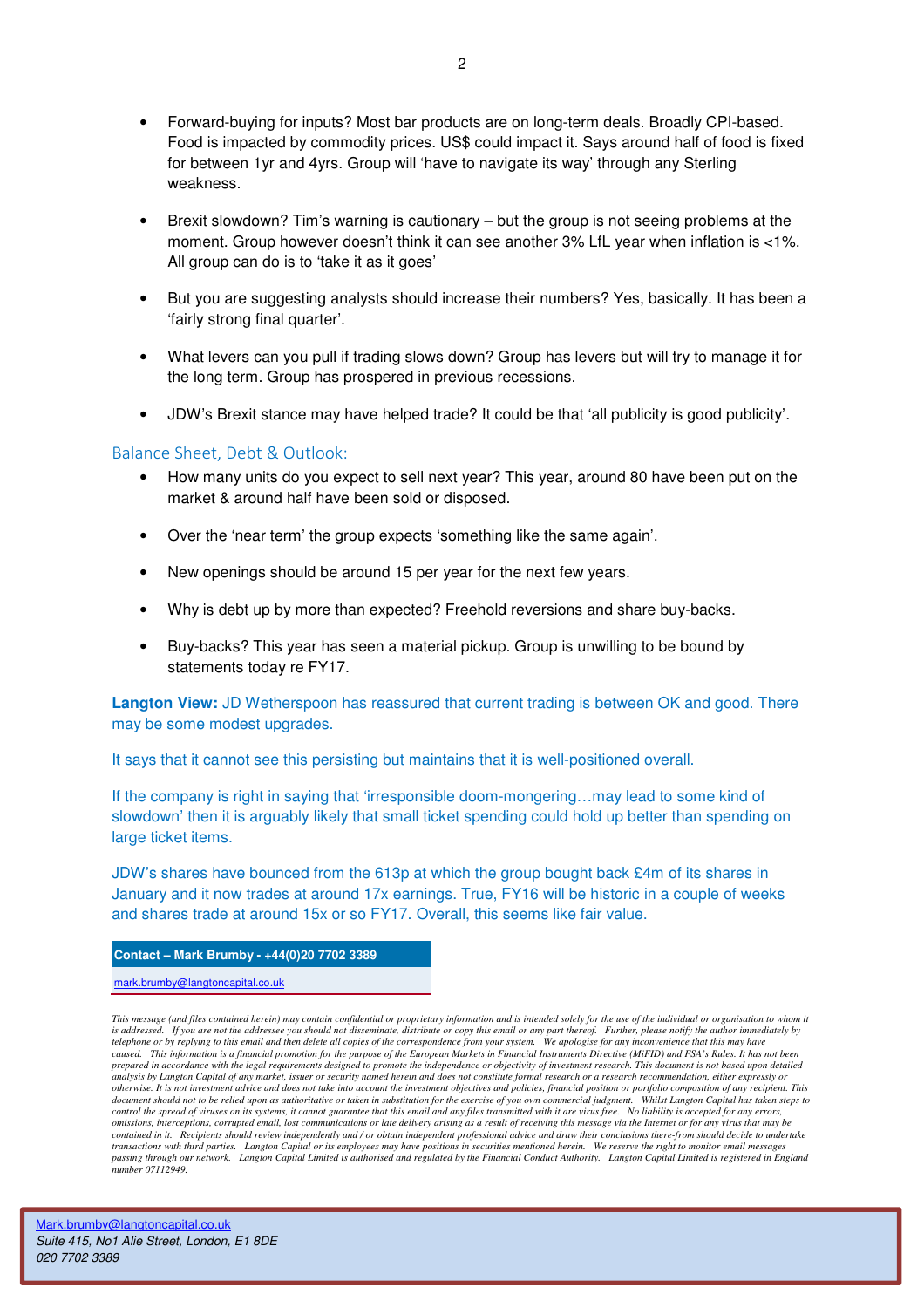- Forward-buying for inputs? Most bar products are on long-term deals. Broadly CPI-based. Food is impacted by commodity prices. US$ could impact it. Says around half of food is fixed for between 1yr and 4yrs. Group will 'have to navigate its way' through any Sterling weakness.

- Brexit slowdown? Tim's warning is cautionary – but the group is not seeing problems at the moment. Group however doesn't think it can see another 3% LfL year when inflation is <1%. All group can do is to 'take it as it goes'

- But you are suggesting analysts should increase their numbers? Yes, basically. It has been a 'fairly strong final quarter'.

- What levers can you pull if trading slows down? Group has levers but will try to manage it for the long term. Group has prospered in previous recessions.

- JDW's Brexit stance may have helped trade? It could be that 'all publicity is good publicity'.

## Balance Sheet, Debt & Outlook:

- How many units do you expect to sell next year? This year, around 80 have been put on the market & around half have been sold or disposed.

- Over the 'near term' the group expects 'something like the same again'.

- New openings should be around 15 per year for the next few years.

- Why is debt up by more than expected? Freehold reversions and share buy-backs.

- Buy-backs? This year has seen a material pickup. Group is unwilling to be bound by statements today re FY17.

**Langton View:** JD Wetherspoon has reassured that current trading is between OK and good. There may be some modest upgrades.

It says that it cannot see this persisting but maintains that it is well-positioned overall.

If the company is right in saying that 'irresponsible doom-mongering…may lead to some kind of slowdown' then it is arguably likely that small ticket spending could hold up better than spending on large ticket items.

JDW's shares have bounced from the 613p at which the group bought back £4m of its shares in January and it now trades at around 17x earnings. True, FY16 will be historic in a couple of weeks and shares trade at around 15x or so FY17. Overall, this seems like fair value.

**Contact – Mark Brumby - +44(0)20 7702 3389**

mark.brumby@langtoncapital.co.uk

*This message (and files contained herein) may contain confidential or proprietary information and is intended solely for the use of the individual or organisation to whom it is addressed. If you are not the addressee you should not disseminate, distribute or copy this email or any part thereof. Further, please notify the author immediately by telephone or by replying to this email and then delete all copies of the correspondence from your system. We apologise for any inconvenience that this may have caused. This information is a financial promotion for the purpose of the European Markets in Financial Instruments Directive (MiFID) and FSA's Rules. It has not been prepared in accordance with the legal requirements designed to promote the independence or objectivity of investment research. This document is not based upon detailed analysis by Langton Capital of any market, issuer or security named herein and does not constitute formal research or a research recommendation, either expressly or otherwise. It is not investment advice and does not take into account the investment objectives and policies, financial position or portfolio composition of any recipient. This document should not to be relied upon as authoritative or taken in substitution for the exercise of you own commercial judgment. Whilst Langton Capital has taken steps to control the spread of viruses on its systems, it cannot guarantee that this email and any files transmitted with it are virus free. No liability is accepted for any errors, omissions, interceptions, corrupted email, lost communications or late delivery arising as a result of receiving this message via the Internet or for any virus that may be contained in it. Recipients should review independently and / or obtain independent professional advice and draw their conclusions there-from should decide to undertake transactions with third parties. Langton Capital or its employees may have positions in securities mentioned herein. We reserve the right to monitor email messages passing through our network. Langton Capital Limited is authorised and regulated by the Financial Conduct Authority. Langton Capital Limited is registered in England number 07112949.*

Mark.brumby@langtoncapital.co.uk
*Suite 415, No1 Alie Street, London, E1 8DE*
*020 7702 3389*